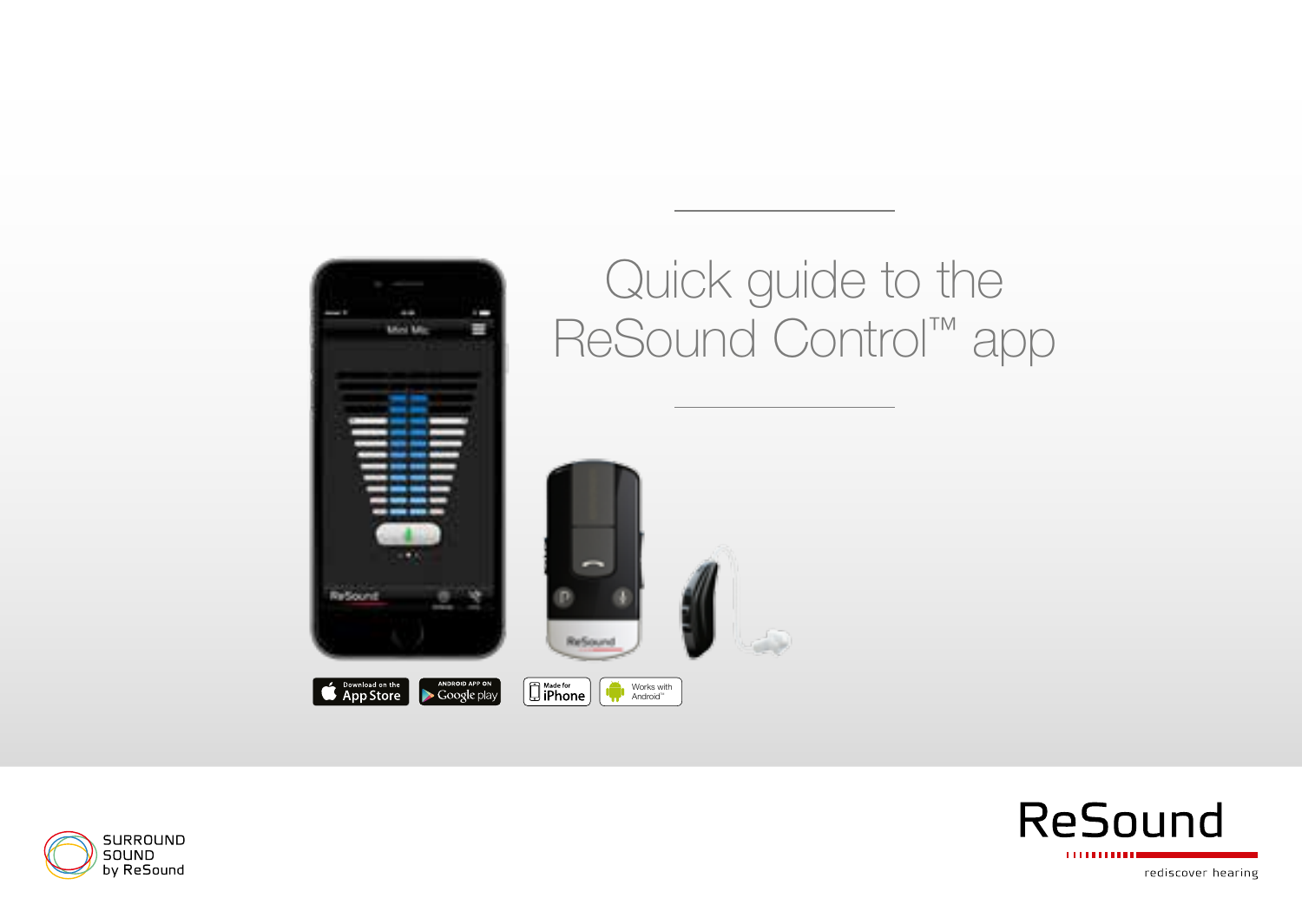# Quick guide to the ReSound Control™ app

SURROUND SOUND by ReSound

ReSound

rediscover hearing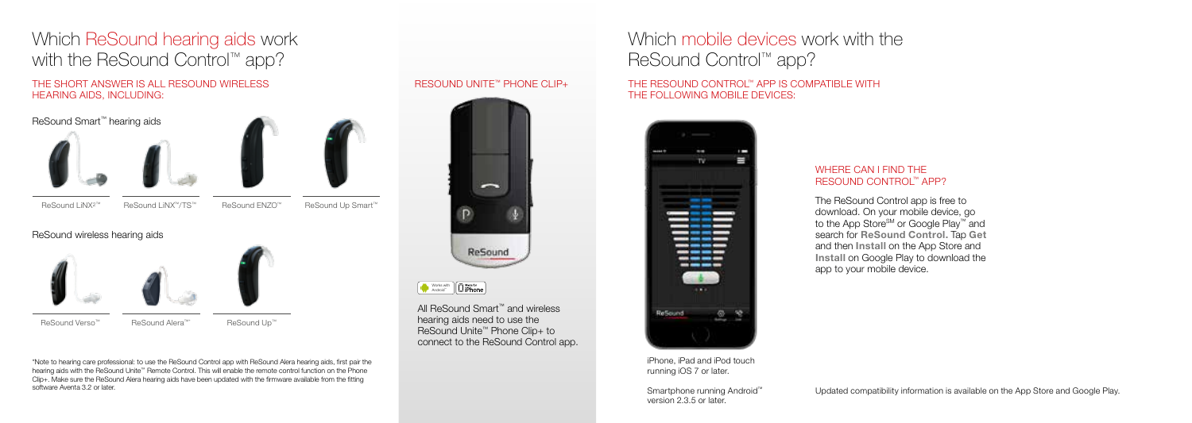# Which ReSound hearing aids work with the ReSound Control™ app?

## THE SHORT ANSWER IS ALL RESOUND WIRELESS HEARING AIDS, INCLUDING:

### ReSound Smart™ hearing aids

ReSound LiNX²™

ReSound LiNX™/TS™

ReSound ENZO™

ReSound Up Smart™

### ReSound wireless hearing aids

ReSound Verso™

ReSound Alera™*

ReSound Up™

*Note to hearing care professional: to use the ReSound Control app with ReSound Alera hearing aids, first pair the hearing aids with the ReSound Unite™ Remote Control. This will enable the remote control function on the Phone Clip+. Make sure the ReSound Alera hearing aids have been updated with the firmware available from the fitting software Aventa 3.2 or later.

## RESOUND UNITE™ PHONE CLIP+

Works with Android™ | Made for iPhone

All ReSound Smart™ and wireless hearing aids need to use the ReSound Unite™ Phone Clip+ to connect to the ReSound Control app.

# Which mobile devices work with the ReSound Control™ app?

## THE RESOUND CONTROL™ APP IS COMPATIBLE WITH THE FOLLOWING MOBILE DEVICES:

iPhone, iPad and iPod touch running iOS 7 or later.

Smartphone running Android™ version 2.3.5 or later.

### WHERE CAN I FIND THE RESOUND CONTROL™ APP?

The ReSound Control app is free to download. On your mobile device, go to the App Store℠ or Google Play™ and search for **ReSound Control.** Tap **Get** and then **Install** on the App Store and **Install** on Google Play to download the app to your mobile device.

Updated compatibility information is available on the App Store and Google Play.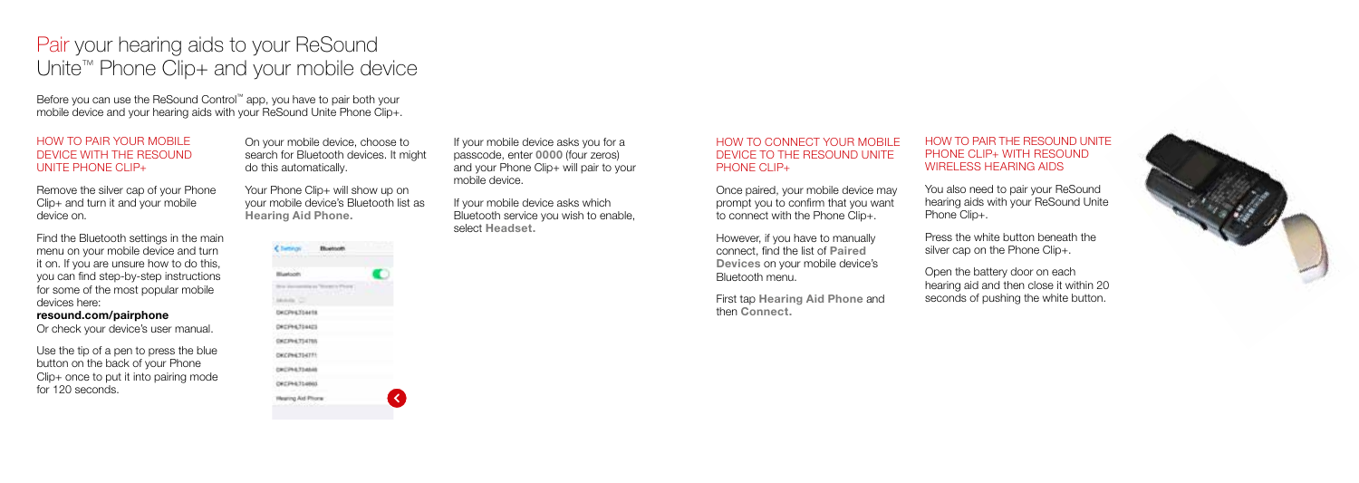# Pair your hearing aids to your ReSound Unite™ Phone Clip+ and your mobile device

Before you can use the ReSound Control™ app, you have to pair both your mobile device and your hearing aids with your ReSound Unite Phone Clip+.

## HOW TO PAIR YOUR MOBILE DEVICE WITH THE RESOUND UNITE PHONE CLIP+

Remove the silver cap of your Phone Clip+ and turn it and your mobile device on.

Find the Bluetooth settings in the main menu on your mobile device and turn it on. If you are unsure how to do this, you can find step-by-step instructions for some of the most popular mobile devices here:

**resound.com/pairphone**

Or check your device's user manual.

Use the tip of a pen to press the blue button on the back of your Phone Clip+ once to put it into pairing mode for 120 seconds.

On your mobile device, choose to search for Bluetooth devices. It might do this automatically.

Your Phone Clip+ will show up on your mobile device's Bluetooth list as **Hearing Aid Phone.**

If your mobile device asks you for a passcode, enter **0000** (four zeros) and your Phone Clip+ will pair to your mobile device.

If your mobile device asks which Bluetooth service you wish to enable, select **Headset.**

## HOW TO CONNECT YOUR MOBILE DEVICE TO THE RESOUND UNITE PHONE CLIP+

Once paired, your mobile device may prompt you to confirm that you want to connect with the Phone Clip+.

However, if you have to manually connect, find the list of **Paired Devices** on your mobile device's Bluetooth menu.

First tap **Hearing Aid Phone** and then **Connect.**

## HOW TO PAIR THE RESOUND UNITE PHONE CLIP+ WITH RESOUND WIRELESS HEARING AIDS

You also need to pair your ReSound hearing aids with your ReSound Unite Phone Clip+.

Press the white button beneath the silver cap on the Phone Clip+.

Open the battery door on each hearing aid and then close it within 20 seconds of pushing the white button.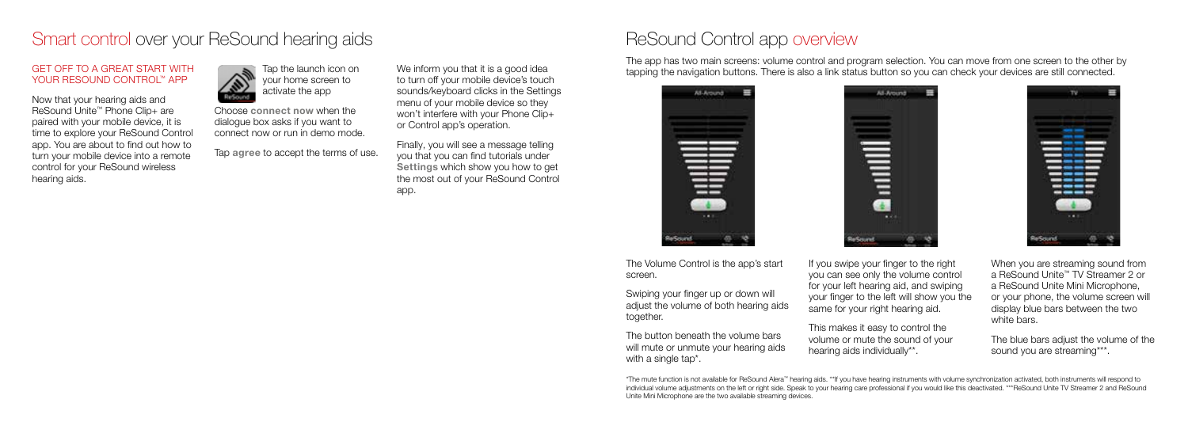# Smart control over your ReSound hearing aids

## GET OFF TO A GREAT START WITH YOUR RESOUND CONTROL™ APP

Now that your hearing aids and ReSound Unite™ Phone Clip+ are paired with your mobile device, it is time to explore your ReSound Control app. You are about to find out how to turn your mobile device into a remote control for your ReSound wireless hearing aids.

Tap the launch icon on your home screen to activate the app

Choose **connect now** when the dialogue box asks if you want to connect now or run in demo mode.

Tap **agree** to accept the terms of use.

We inform you that it is a good idea to turn off your mobile device's touch sounds/keyboard clicks in the Settings menu of your mobile device so they won't interfere with your Phone Clip+ or Control app's operation.

Finally, you will see a message telling you that you can find tutorials under **Settings** which show you how to get the most out of your ReSound Control app.

# ReSound Control app overview

The app has two main screens: volume control and program selection. You can move from one screen to the other by tapping the navigation buttons. There is also a link status button so you can check your devices are still connected.

The Volume Control is the app's start screen.

Swiping your finger up or down will adjust the volume of both hearing aids together.

The button beneath the volume bars will mute or unmute your hearing aids with a single tap*.

If you swipe your finger to the right you can see only the volume control for your left hearing aid, and swiping your finger to the left will show you the same for your right hearing aid.

This makes it easy to control the volume or mute the sound of your hearing aids individually**.

When you are streaming sound from a ReSound Unite™ TV Streamer 2 or a ReSound Unite Mini Microphone, or your phone, the volume screen will display blue bars between the two white bars.

The blue bars adjust the volume of the sound you are streaming***.

*The mute function is not available for ReSound Alera™ hearing aids. **If you have hearing instruments with volume synchronization activated, both instruments will respond to individual volume adjustments on the left or right side. Speak to your hearing care professional if you would like this deactivated. ***ReSound Unite TV Streamer 2 and ReSound Unite Mini Microphone are the two available streaming devices.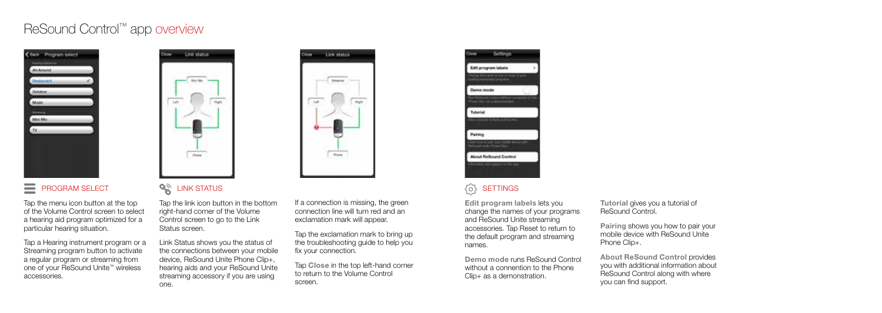# ReSound Control™ app overview

## PROGRAM SELECT

Tap the menu icon button at the top of the Volume Control screen to select a hearing aid program optimized for a particular hearing situation.

Tap a Hearing instrument program or a Streaming program button to activate a regular program or streaming from one of your ReSound Unite™ wireless accessories.

## LINK STATUS

Tap the link icon button in the bottom right-hand corner of the Volume Control screen to go to the Link Status screen.

Link Status shows you the status of the connections between your mobile device, ReSound Unite Phone Clip+, hearing aids and your ReSound Unite streaming accessory if you are using one.

If a connection is missing, the green connection line will turn red and an exclamation mark will appear.

Tap the exclamation mark to bring up the troubleshooting guide to help you fix your connection.

Tap **Close** in the top left-hand corner to return to the Volume Control screen.

## SETTINGS

**Edit program labels** lets you change the names of your programs and ReSound Unite streaming accessories. Tap Reset to return to the default program and streaming names.

**Demo mode** runs ReSound Control without a connention to the Phone Clip+ as a demonstration.

**Tutorial** gives you a tutorial of ReSound Control.

**Pairing** shows you how to pair your mobile device with ReSound Unite Phone Clip+.

**About ReSound Control** provides you with additional information about ReSound Control along with where you can find support.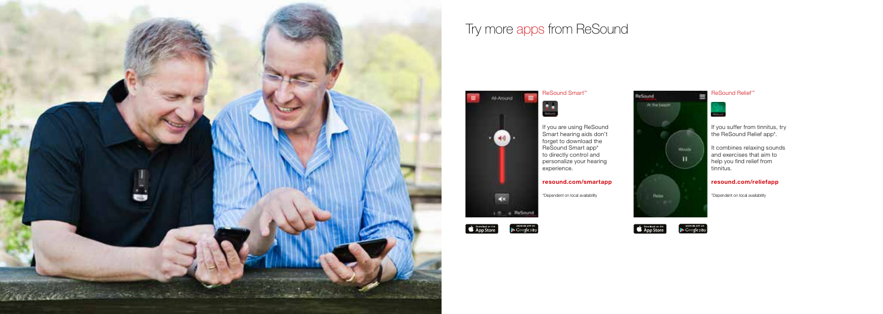# Try more apps from ReSound

### ReSound Smart™

If you are using ReSound Smart hearing aids don't forget to download the ReSound Smart app* to directly control and personalize your hearing experience.

**resound.com/smartapp**

*Dependent on local availability

### ReSound Relief™

If you suffer from tinnitus, try the ReSound Relief app*.

It combines relaxing sounds and exercises that aim to help you find relief from tinnitus.

**resound.com/reliefapp**

*Dependent on local availability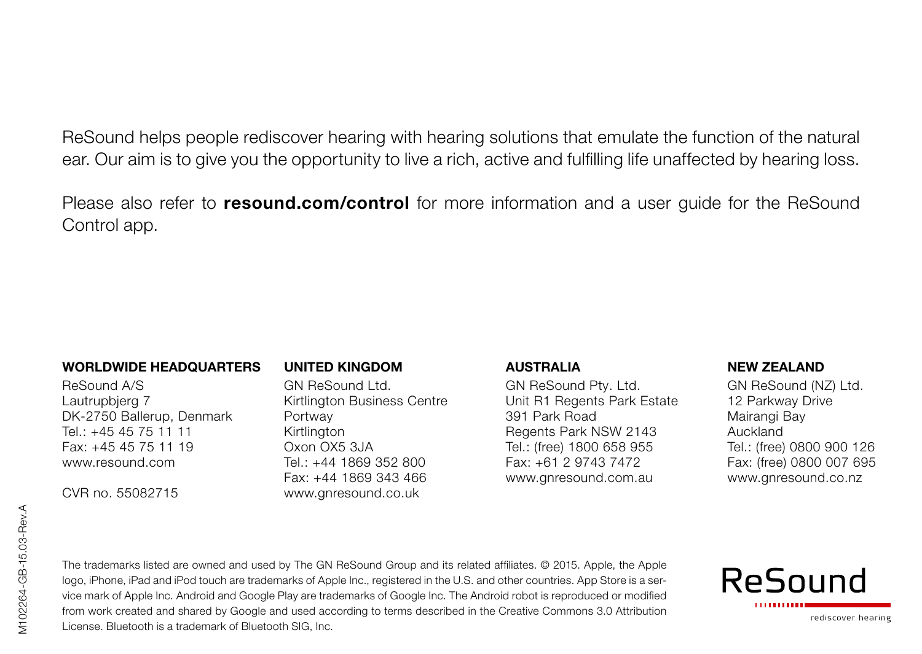ReSound helps people rediscover hearing with hearing solutions that emulate the function of the natural ear. Our aim is to give you the opportunity to live a rich, active and fulfilling life unaffected by hearing loss.

Please also refer to **resound.com/control** for more information and a user guide for the ReSound Control app.

**WORLDWIDE HEADQUARTERS**

ReSound A/S
Lautrupbjerg 7
DK-2750 Ballerup, Denmark
Tel.: +45 45 75 11 11
Fax: +45 45 75 11 19
www.resound.com

CVR no. 55082715

**UNITED KINGDOM**

GN ReSound Ltd.
Kirtlington Business Centre
Portway
Kirtlington
Oxon OX5 3JA
Tel.: +44 1869 352 800
Fax: +44 1869 343 466
www.gnresound.co.uk

**AUSTRALIA**

GN ReSound Pty. Ltd.
Unit R1 Regents Park Estate
391 Park Road
Regents Park NSW 2143
Tel.: (free) 1800 658 955
Fax: +61 2 9743 7472
www.gnresound.com.au

**NEW ZEALAND**

GN ReSound (NZ) Ltd.
12 Parkway Drive
Mairangi Bay
Auckland
Tel.: (free) 0800 900 126
Fax: (free) 0800 007 695
www.gnresound.co.nz

M102264-GB-15.03-Rev.A

The trademarks listed are owned and used by The GN ReSound Group and its related affiliates. © 2015. Apple, the Apple logo, iPhone, iPad and iPod touch are trademarks of Apple Inc., registered in the U.S. and other countries. App Store is a service mark of Apple Inc. Android and Google Play are trademarks of Google Inc. The Android robot is reproduced or modified from work created and shared by Google and used according to terms described in the Creative Commons 3.0 Attribution License. Bluetooth is a trademark of Bluetooth SIG, Inc.

ReSound

rediscover hearing